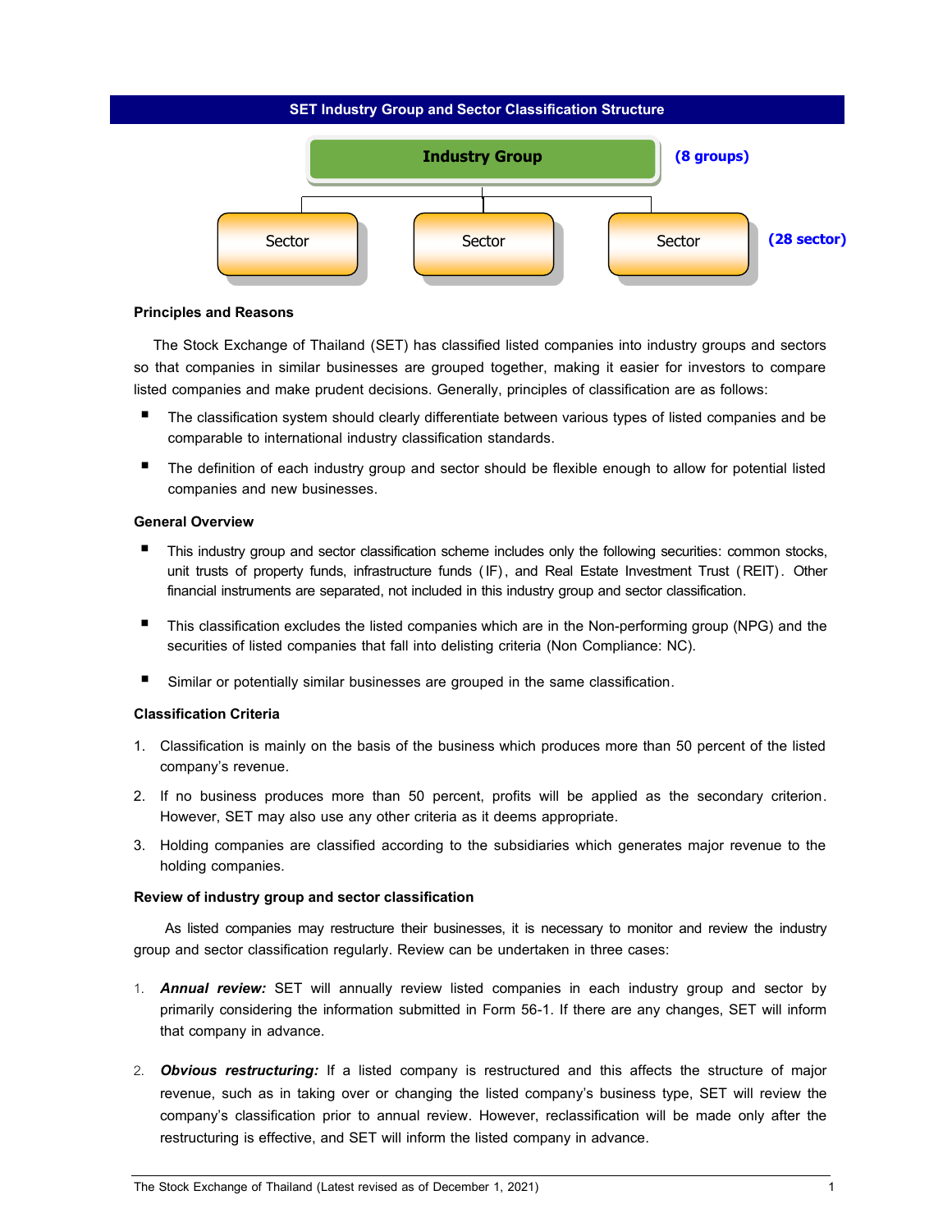# SET Industry Group and Sector Classification Structure

Industry Group (8 groups)

Sector | Sector | Sector (28 sector)

### Principles and Reasons

The Stock Exchange of Thailand (SET) has classified listed companies into industry groups and sectors so that companies in similar businesses are grouped together, making it easier for investors to compare listed companies and make prudent decisions. Generally, principles of classification are as follows:

- The classification system should clearly differentiate between various types of listed companies and be comparable to international industry classification standards.
- The definition of each industry group and sector should be flexible enough to allow for potential listed companies and new businesses.

### General Overview

- This industry group and sector classification scheme includes only the following securities: common stocks, unit trusts of property funds, infrastructure funds (IF), and Real Estate Investment Trust (REIT). Other financial instruments are separated, not included in this industry group and sector classification.
- This classification excludes the listed companies which are in the Non-performing group (NPG) and the securities of listed companies that fall into delisting criteria (Non Compliance: NC).
- Similar or potentially similar businesses are grouped in the same classification.

### Classification Criteria

1. Classification is mainly on the basis of the business which produces more than 50 percent of the listed company's revenue.
2. If no business produces more than 50 percent, profits will be applied as the secondary criterion. However, SET may also use any other criteria as it deems appropriate.
3. Holding companies are classified according to the subsidiaries which generates major revenue to the holding companies.

### Review of industry group and sector classification

As listed companies may restructure their businesses, it is necessary to monitor and review the industry group and sector classification regularly. Review can be undertaken in three cases:

1. ***Annual review:*** SET will annually review listed companies in each industry group and sector by primarily considering the information submitted in Form 56-1. If there are any changes, SET will inform that company in advance.
2. ***Obvious restructuring:*** If a listed company is restructured and this affects the structure of major revenue, such as in taking over or changing the listed company's business type, SET will review the company's classification prior to annual review. However, reclassification will be made only after the restructuring is effective, and SET will inform the listed company in advance.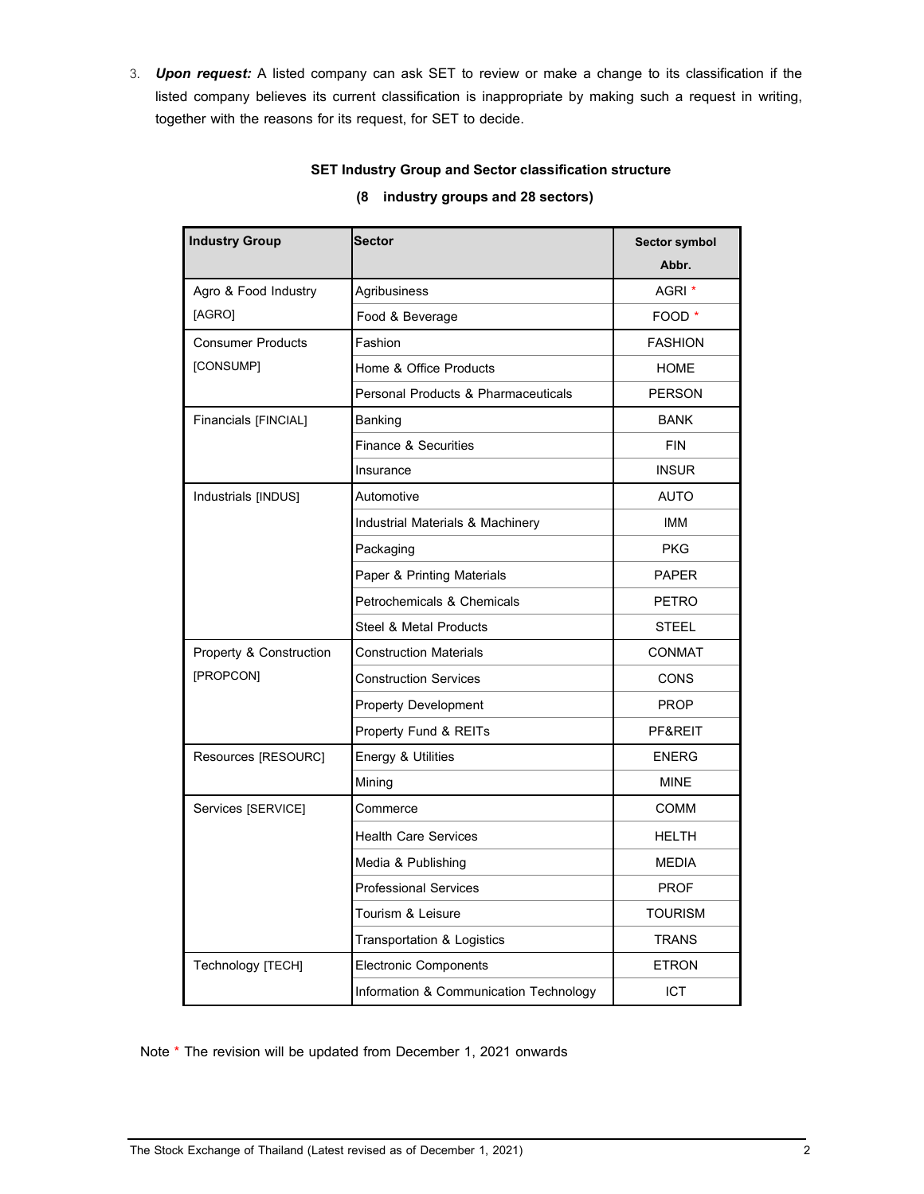3. ***Upon request:*** A listed company can ask SET to review or make a change to its classification if the listed company believes its current classification is inappropriate by making such a request in writing, together with the reasons for its request, for SET to decide.

**SET Industry Group and Sector classification structure**

**(8 industry groups and 28 sectors)**

| Industry Group | Sector | Sector symbol Abbr. |
|---|---|---|
| Agro & Food Industry [AGRO] | Agribusiness | AGRI * |
| | Food & Beverage | FOOD * |
| Consumer Products [CONSUMP] | Fashion | FASHION |
| | Home & Office Products | HOME |
| | Personal Products & Pharmaceuticals | PERSON |
| Financials [FINCIAL] | Banking | BANK |
| | Finance & Securities | FIN |
| | Insurance | INSUR |
| Industrials [INDUS] | Automotive | AUTO |
| | Industrial Materials & Machinery | IMM |
| | Packaging | PKG |
| | Paper & Printing Materials | PAPER |
| | Petrochemicals & Chemicals | PETRO |
| | Steel & Metal Products | STEEL |
| Property & Construction [PROPCON] | Construction Materials | CONMAT |
| | Construction Services | CONS |
| | Property Development | PROP |
| | Property Fund & REITs | PF&REIT |
| Resources [RESOURC] | Energy & Utilities | ENERG |
| | Mining | MINE |
| Services [SERVICE] | Commerce | COMM |
| | Health Care Services | HELTH |
| | Media & Publishing | MEDIA |
| | Professional Services | PROF |
| | Tourism & Leisure | TOURISM |
| | Transportation & Logistics | TRANS |
| Technology [TECH] | Electronic Components | ETRON |
| | Information & Communication Technology | ICT |

Note * The revision will be updated from December 1, 2021 onwards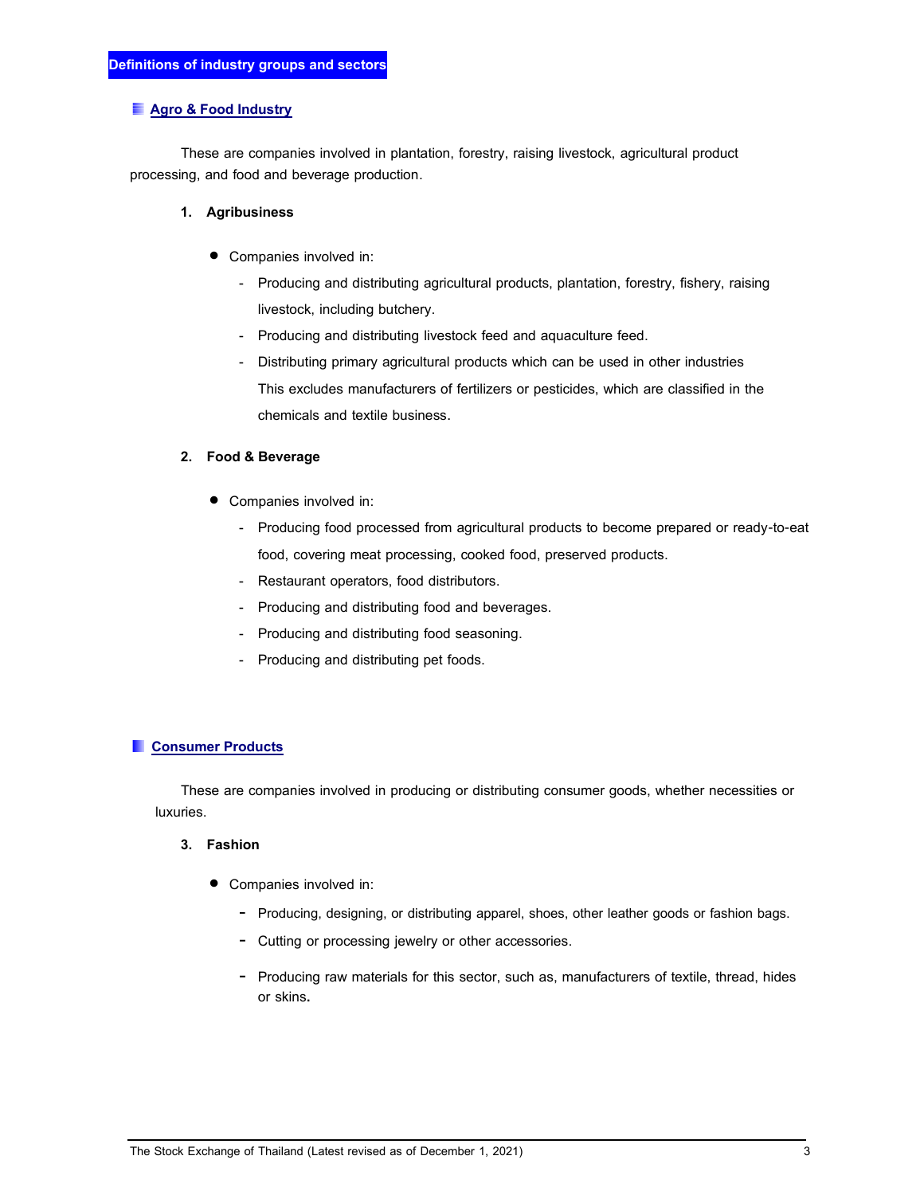## Definitions of industry groups and sectors

### Agro & Food Industry

These are companies involved in plantation, forestry, raising livestock, agricultural product processing, and food and beverage production.

**1. Agribusiness**

- Companies involved in:
  - Producing and distributing agricultural products, plantation, forestry, fishery, raising livestock, including butchery.
  - Producing and distributing livestock feed and aquaculture feed.
  - Distributing primary agricultural products which can be used in other industries

    This excludes manufacturers of fertilizers or pesticides, which are classified in the chemicals and textile business.

**2. Food & Beverage**

- Companies involved in:
  - Producing food processed from agricultural products to become prepared or ready-to-eat food, covering meat processing, cooked food, preserved products.
  - Restaurant operators, food distributors.
  - Producing and distributing food and beverages.
  - Producing and distributing food seasoning.
  - Producing and distributing pet foods.

### Consumer Products

These are companies involved in producing or distributing consumer goods, whether necessities or luxuries.

**3. Fashion**

- Companies involved in:
  - Producing, designing, or distributing apparel, shoes, other leather goods or fashion bags.
  - Cutting or processing jewelry or other accessories.
  - Producing raw materials for this sector, such as, manufacturers of textile, thread, hides or skins.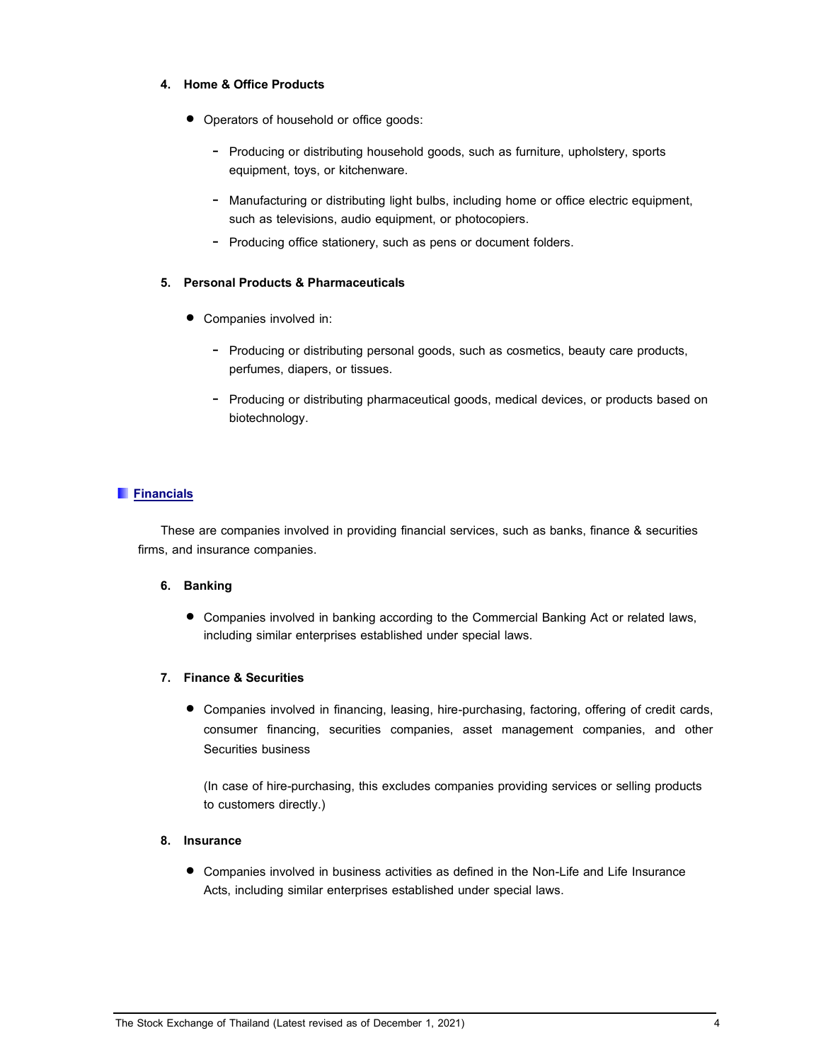#### 4. Home & Office Products

- Operators of household or office goods:
  - Producing or distributing household goods, such as furniture, upholstery, sports equipment, toys, or kitchenware.
  - Manufacturing or distributing light bulbs, including home or office electric equipment, such as televisions, audio equipment, or photocopiers.
  - Producing office stationery, such as pens or document folders.

#### 5. Personal Products & Pharmaceuticals

- Companies involved in:
  - Producing or distributing personal goods, such as cosmetics, beauty care products, perfumes, diapers, or tissues.
  - Producing or distributing pharmaceutical goods, medical devices, or products based on biotechnology.

## Financials

These are companies involved in providing financial services, such as banks, finance & securities firms, and insurance companies.

#### 6. Banking

- Companies involved in banking according to the Commercial Banking Act or related laws, including similar enterprises established under special laws.

#### 7. Finance & Securities

- Companies involved in financing, leasing, hire-purchasing, factoring, offering of credit cards, consumer financing, securities companies, asset management companies, and other Securities business

  (In case of hire-purchasing, this excludes companies providing services or selling products to customers directly.)

#### 8. Insurance

- Companies involved in business activities as defined in the Non-Life and Life Insurance Acts, including similar enterprises established under special laws.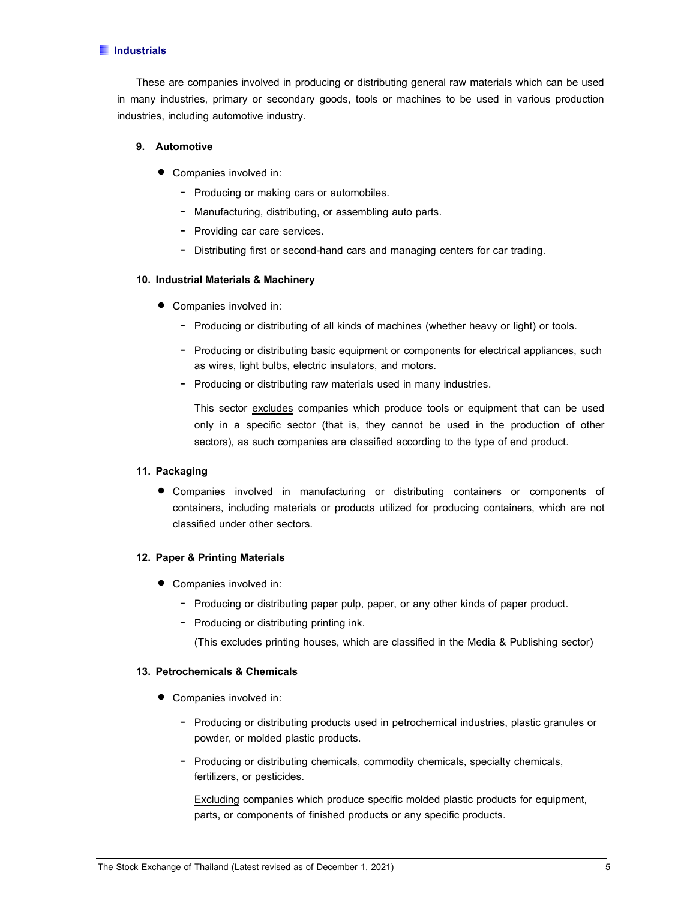## Industrials

These are companies involved in producing or distributing general raw materials which can be used in many industries, primary or secondary goods, tools or machines to be used in various production industries, including automotive industry.

### 9. Automotive

- Companies involved in:
  - Producing or making cars or automobiles.
  - Manufacturing, distributing, or assembling auto parts.
  - Providing car care services.
  - Distributing first or second-hand cars and managing centers for car trading.

### 10. Industrial Materials & Machinery

- Companies involved in:
  - Producing or distributing of all kinds of machines (whether heavy or light) or tools.
  - Producing or distributing basic equipment or components for electrical appliances, such as wires, light bulbs, electric insulators, and motors.
  - Producing or distributing raw materials used in many industries.

    This sector excludes companies which produce tools or equipment that can be used only in a specific sector (that is, they cannot be used in the production of other sectors), as such companies are classified according to the type of end product.

### 11. Packaging

- Companies involved in manufacturing or distributing containers or components of containers, including materials or products utilized for producing containers, which are not classified under other sectors.

### 12. Paper & Printing Materials

- Companies involved in:
  - Producing or distributing paper pulp, paper, or any other kinds of paper product.
  - Producing or distributing printing ink.

    (This excludes printing houses, which are classified in the Media & Publishing sector)

### 13. Petrochemicals & Chemicals

- Companies involved in:
  - Producing or distributing products used in petrochemical industries, plastic granules or powder, or molded plastic products.
  - Producing or distributing chemicals, commodity chemicals, specialty chemicals, fertilizers, or pesticides.

    Excluding companies which produce specific molded plastic products for equipment, parts, or components of finished products or any specific products.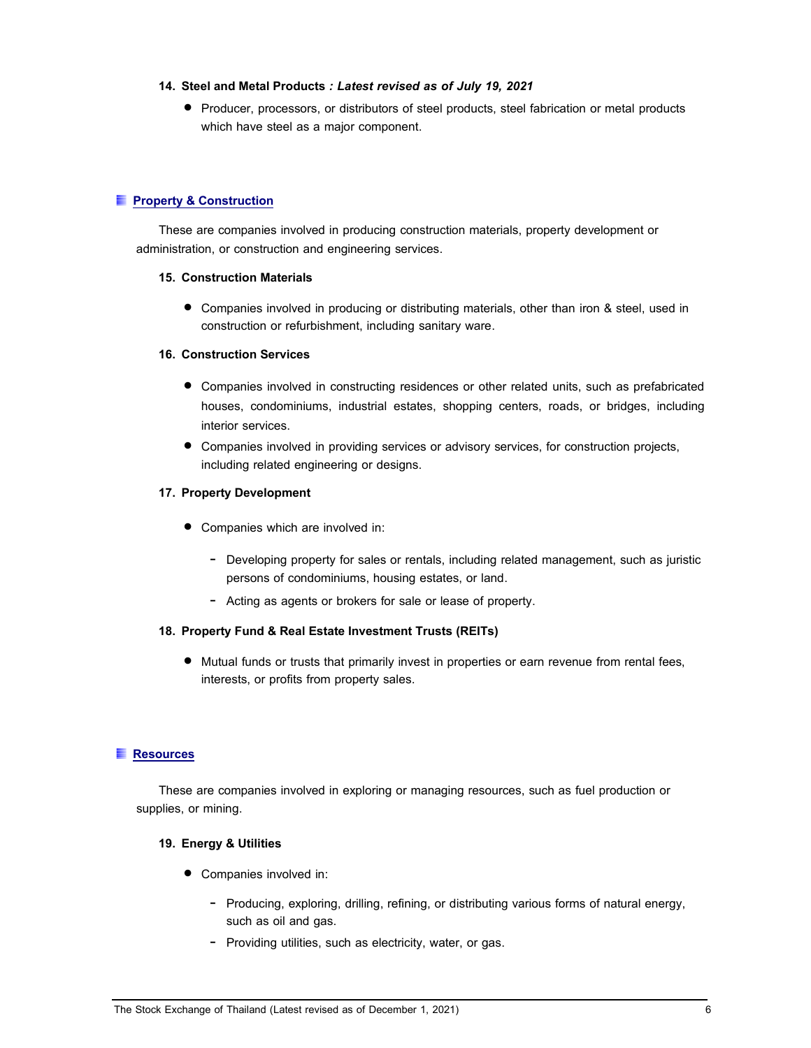**14. Steel and Metal Products *: Latest revised as of July 19, 2021***

- Producer, processors, or distributors of steel products, steel fabrication or metal products which have steel as a major component.

## Property & Construction

These are companies involved in producing construction materials, property development or administration, or construction and engineering services.

**15. Construction Materials**

- Companies involved in producing or distributing materials, other than iron & steel, used in construction or refurbishment, including sanitary ware.

**16. Construction Services**

- Companies involved in constructing residences or other related units, such as prefabricated houses, condominiums, industrial estates, shopping centers, roads, or bridges, including interior services.
- Companies involved in providing services or advisory services, for construction projects, including related engineering or designs.

**17. Property Development**

- Companies which are involved in:
  - Developing property for sales or rentals, including related management, such as juristic persons of condominiums, housing estates, or land.
  - Acting as agents or brokers for sale or lease of property.

**18. Property Fund & Real Estate Investment Trusts (REITs)**

- Mutual funds or trusts that primarily invest in properties or earn revenue from rental fees, interests, or profits from property sales.

## Resources

These are companies involved in exploring or managing resources, such as fuel production or supplies, or mining.

**19. Energy & Utilities**

- Companies involved in:
  - Producing, exploring, drilling, refining, or distributing various forms of natural energy, such as oil and gas.
  - Providing utilities, such as electricity, water, or gas.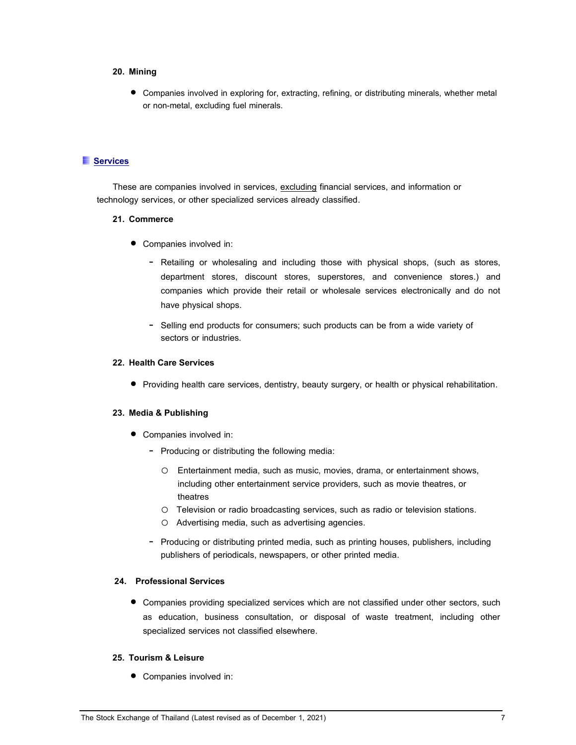**20. Mining**

- Companies involved in exploring for, extracting, refining, or distributing minerals, whether metal or non-metal, excluding fuel minerals.

## Services

These are companies involved in services, excluding financial services, and information or technology services, or other specialized services already classified.

**21. Commerce**

- Companies involved in:
  - Retailing or wholesaling and including those with physical shops, (such as stores, department stores, discount stores, superstores, and convenience stores.) and companies which provide their retail or wholesale services electronically and do not have physical shops.
  - Selling end products for consumers; such products can be from a wide variety of sectors or industries.

**22. Health Care Services**

- Providing health care services, dentistry, beauty surgery, or health or physical rehabilitation.

**23. Media & Publishing**

- Companies involved in:
  - Producing or distributing the following media:
    - Entertainment media, such as music, movies, drama, or entertainment shows, including other entertainment service providers, such as movie theatres, or theatres
    - Television or radio broadcasting services, such as radio or television stations.
    - Advertising media, such as advertising agencies.
  - Producing or distributing printed media, such as printing houses, publishers, including publishers of periodicals, newspapers, or other printed media.

**24. Professional Services**

- Companies providing specialized services which are not classified under other sectors, such as education, business consultation, or disposal of waste treatment, including other specialized services not classified elsewhere.

**25. Tourism & Leisure**

- Companies involved in: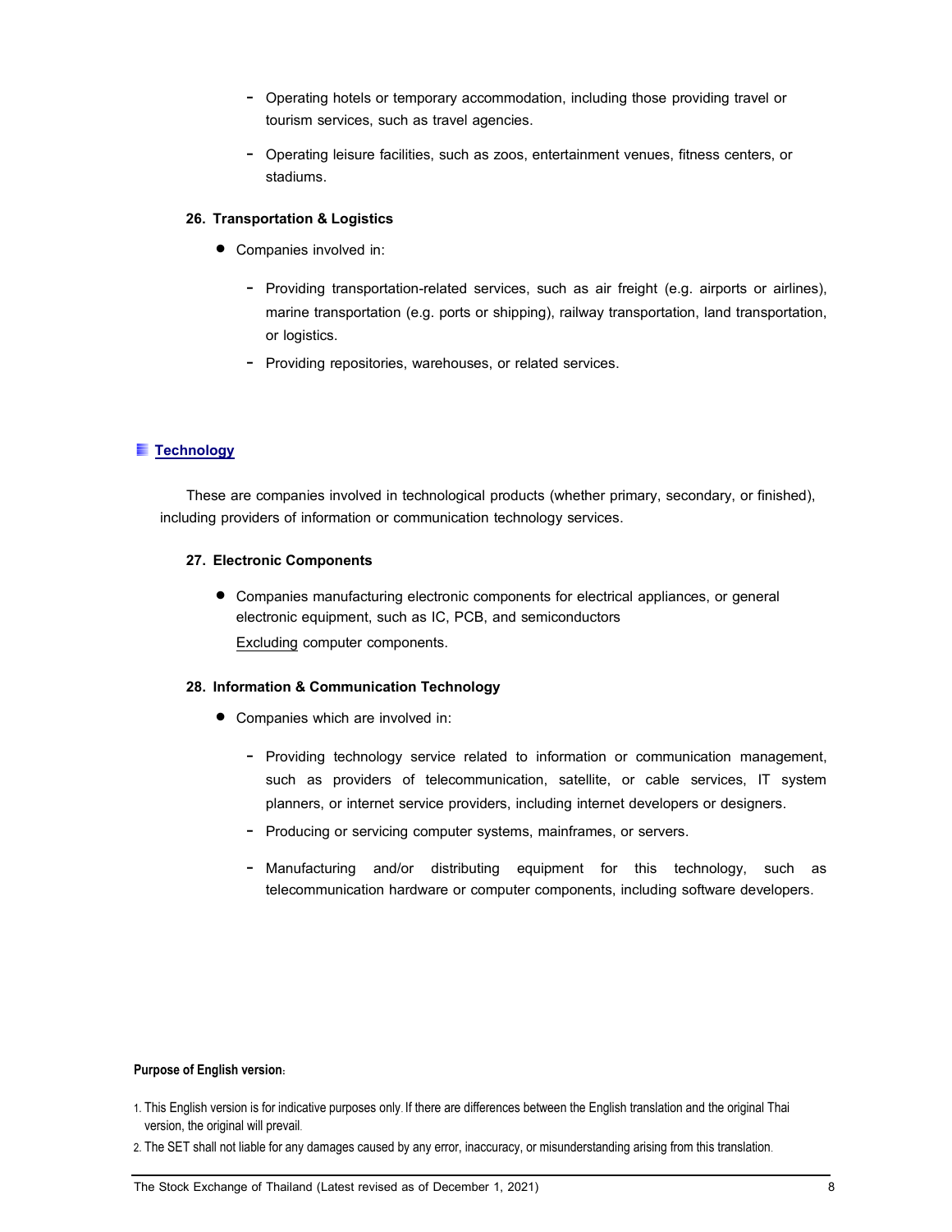- Operating hotels or temporary accommodation, including those providing travel or tourism services, such as travel agencies.
- Operating leisure facilities, such as zoos, entertainment venues, fitness centers, or stadiums.

#### 26. Transportation & Logistics

- Companies involved in:
  - Providing transportation-related services, such as air freight (e.g. airports or airlines), marine transportation (e.g. ports or shipping), railway transportation, land transportation, or logistics.
  - Providing repositories, warehouses, or related services.

### Technology

These are companies involved in technological products (whether primary, secondary, or finished), including providers of information or communication technology services.

#### 27. Electronic Components

- Companies manufacturing electronic components for electrical appliances, or general electronic equipment, such as IC, PCB, and semiconductors

  Excluding computer components.

#### 28. Information & Communication Technology

- Companies which are involved in:
  - Providing technology service related to information or communication management, such as providers of telecommunication, satellite, or cable services, IT system planners, or internet service providers, including internet developers or designers.
  - Producing or servicing computer systems, mainframes, or servers.
  - Manufacturing and/or distributing equipment for this technology, such as telecommunication hardware or computer components, including software developers.

**Purpose of English version**:

1. This English version is for indicative purposes only. If there are differences between the English translation and the original Thai version, the original will prevail.
2. The SET shall not liable for any damages caused by any error, inaccuracy, or misunderstanding arising from this translation.

The Stock Exchange of Thailand (Latest revised as of December 1, 2021)